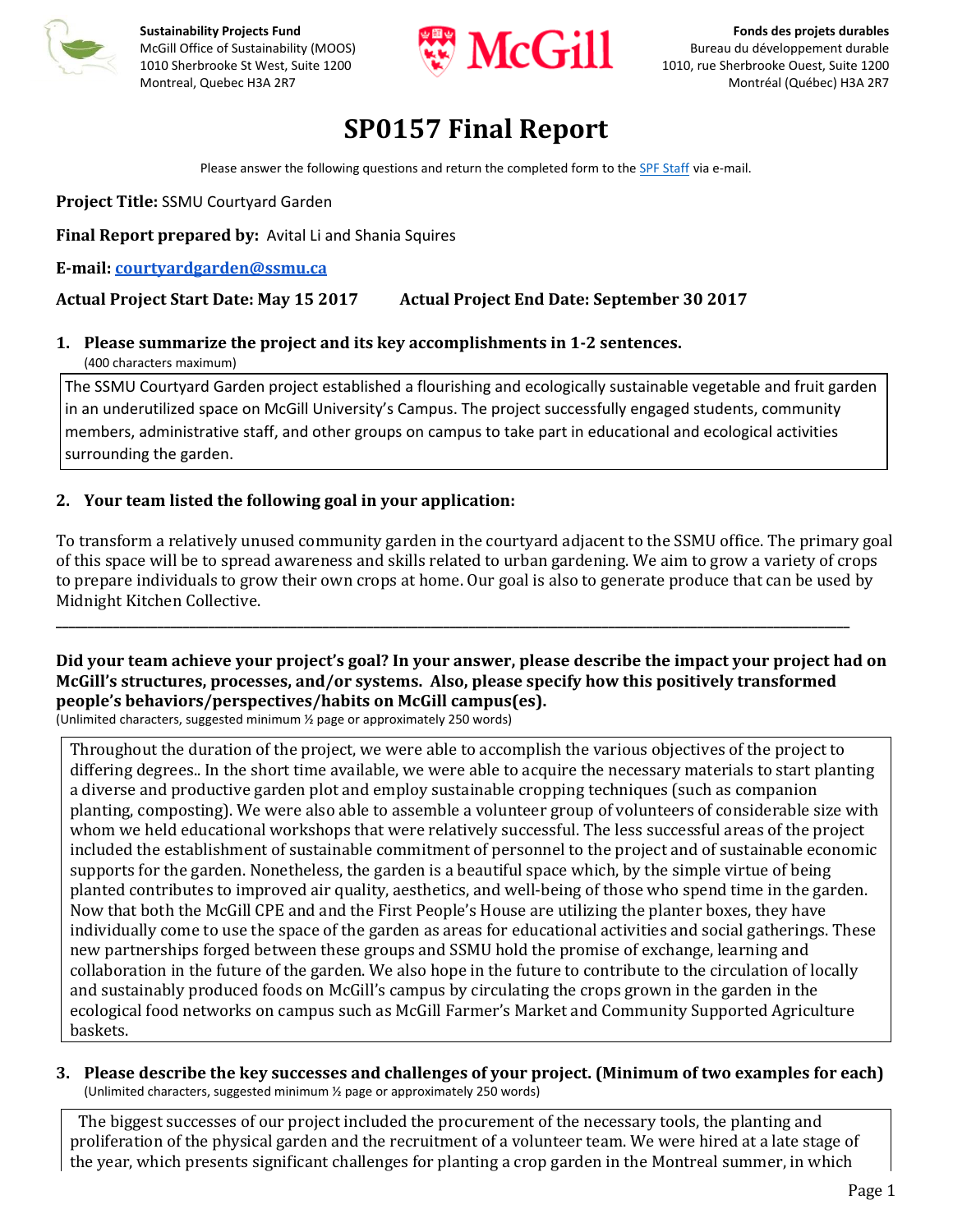**Sustainability Projects Fund**
McGill Office of Sustainability (MOOS)
1010 Sherbrooke St West, Suite 1200
Montreal, Quebec H3A 2R7

**Fonds des projets durables**
Bureau du développement durable
1010, rue Sherbrooke Ouest, Suite 1200
Montréal (Québec) H3A 2R7

# SP0157 Final Report

Please answer the following questions and return the completed form to the SPF Staff via e-mail.

**Project Title:** SSMU Courtyard Garden

**Final Report prepared by:** Avital Li and Shania Squires

**E-mail:** courtyardgarden@ssmu.ca

**Actual Project Start Date: May 15 2017** **Actual Project End Date: September 30 2017**

**1. Please summarize the project and its key accomplishments in 1-2 sentences.**
(400 characters maximum)

The SSMU Courtyard Garden project established a flourishing and ecologically sustainable vegetable and fruit garden in an underutilized space on McGill University's Campus. The project successfully engaged students, community members, administrative staff, and other groups on campus to take part in educational and ecological activities surrounding the garden.

**2. Your team listed the following goal in your application:**

To transform a relatively unused community garden in the courtyard adjacent to the SSMU office. The primary goal of this space will be to spread awareness and skills related to urban gardening. We aim to grow a variety of crops to prepare individuals to grow their own crops at home. Our goal is also to generate produce that can be used by Midnight Kitchen Collective.

---

**Did your team achieve your project's goal? In your answer, please describe the impact your project had on McGill's structures, processes, and/or systems. Also, please specify how this positively transformed people's behaviors/perspectives/habits on McGill campus(es).**
(Unlimited characters, suggested minimum ½ page or approximately 250 words)

Throughout the duration of the project, we were able to accomplish the various objectives of the project to differing degrees.. In the short time available, we were able to acquire the necessary materials to start planting a diverse and productive garden plot and employ sustainable cropping techniques (such as companion planting, composting). We were also able to assemble a volunteer group of volunteers of considerable size with whom we held educational workshops that were relatively successful. The less successful areas of the project included the establishment of sustainable commitment of personnel to the project and of sustainable economic supports for the garden. Nonetheless, the garden is a beautiful space which, by the simple virtue of being planted contributes to improved air quality, aesthetics, and well-being of those who spend time in the garden. Now that both the McGill CPE and and the First People's House are utilizing the planter boxes, they have individually come to use the space of the garden as areas for educational activities and social gatherings. These new partnerships forged between these groups and SSMU hold the promise of exchange, learning and collaboration in the future of the garden. We also hope in the future to contribute to the circulation of locally and sustainably produced foods on McGill's campus by circulating the crops grown in the garden in the ecological food networks on campus such as McGill Farmer's Market and Community Supported Agriculture baskets.

**3. Please describe the key successes and challenges of your project. (Minimum of two examples for each)**
(Unlimited characters, suggested minimum ½ page or approximately 250 words)

The biggest successes of our project included the procurement of the necessary tools, the planting and proliferation of the physical garden and the recruitment of a volunteer team. We were hired at a late stage of the year, which presents significant challenges for planting a crop garden in the Montreal summer, in which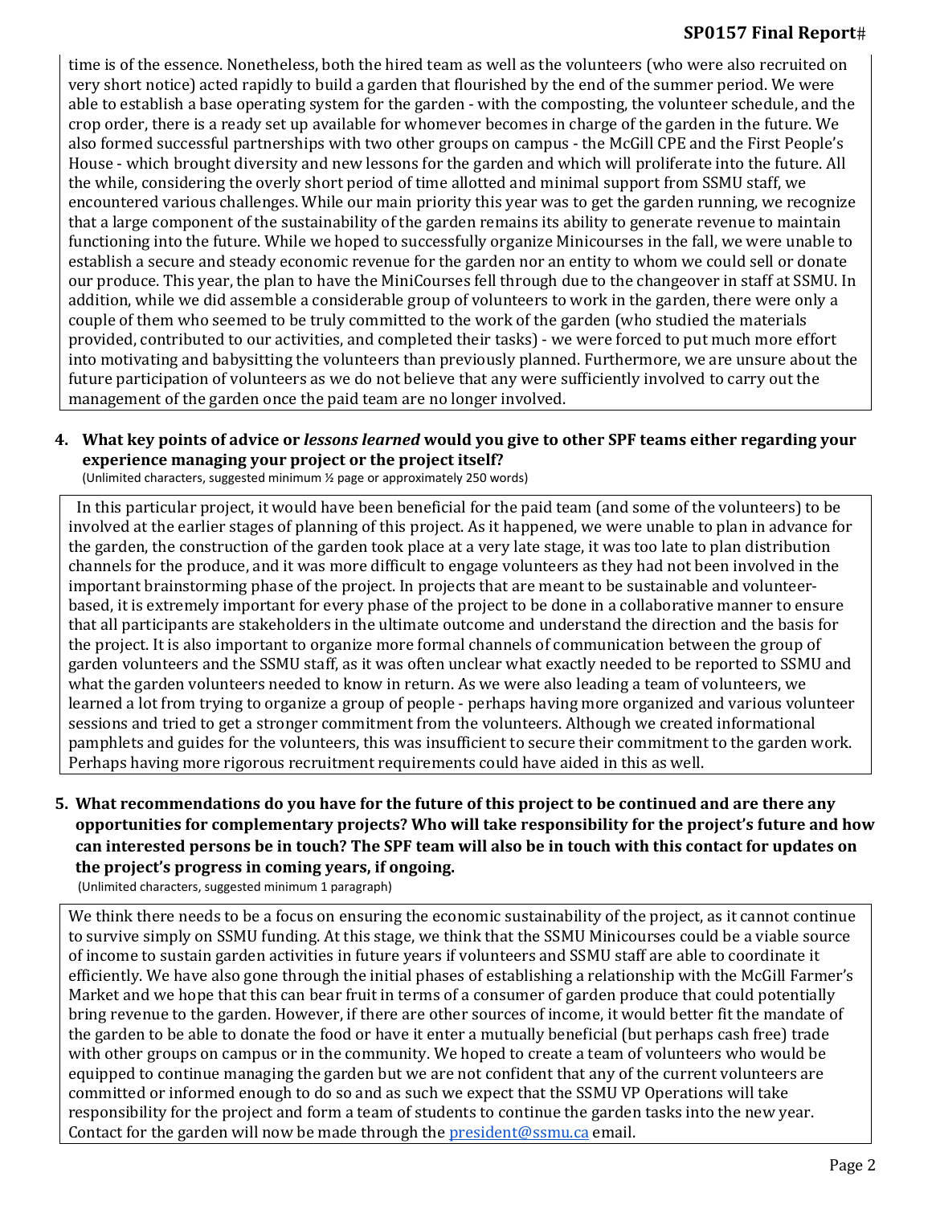time is of the essence. Nonetheless, both the hired team as well as the volunteers (who were also recruited on very short notice) acted rapidly to build a garden that flourished by the end of the summer period. We were able to establish a base operating system for the garden - with the composting, the volunteer schedule, and the crop order, there is a ready set up available for whomever becomes in charge of the garden in the future. We also formed successful partnerships with two other groups on campus - the McGill CPE and the First People's House - which brought diversity and new lessons for the garden and which will proliferate into the future. All the while, considering the overly short period of time allotted and minimal support from SSMU staff, we encountered various challenges. While our main priority this year was to get the garden running, we recognize that a large component of the sustainability of the garden remains its ability to generate revenue to maintain functioning into the future. While we hoped to successfully organize Minicourses in the fall, we were unable to establish a secure and steady economic revenue for the garden nor an entity to whom we could sell or donate our produce. This year, the plan to have the MiniCourses fell through due to the changeover in staff at SSMU. In addition, while we did assemble a considerable group of volunteers to work in the garden, there were only a couple of them who seemed to be truly committed to the work of the garden (who studied the materials provided, contributed to our activities, and completed their tasks) - we were forced to put much more effort into motivating and babysitting the volunteers than previously planned. Furthermore, we are unsure about the future participation of volunteers as we do not believe that any were sufficiently involved to carry out the management of the garden once the paid team are no longer involved.

**4. What key points of advice or *lessons learned* would you give to other SPF teams either regarding your experience managing your project or the project itself?**
(Unlimited characters, suggested minimum ½ page or approximately 250 words)

In this particular project, it would have been beneficial for the paid team (and some of the volunteers) to be involved at the earlier stages of planning of this project. As it happened, we were unable to plan in advance for the garden, the construction of the garden took place at a very late stage, it was too late to plan distribution channels for the produce, and it was more difficult to engage volunteers as they had not been involved in the important brainstorming phase of the project. In projects that are meant to be sustainable and volunteer-based, it is extremely important for every phase of the project to be done in a collaborative manner to ensure that all participants are stakeholders in the ultimate outcome and understand the direction and the basis for the project. It is also important to organize more formal channels of communication between the group of garden volunteers and the SSMU staff, as it was often unclear what exactly needed to be reported to SSMU and what the garden volunteers needed to know in return. As we were also leading a team of volunteers, we learned a lot from trying to organize a group of people - perhaps having more organized and various volunteer sessions and tried to get a stronger commitment from the volunteers. Although we created informational pamphlets and guides for the volunteers, this was insufficient to secure their commitment to the garden work. Perhaps having more rigorous recruitment requirements could have aided in this as well.

**5. What recommendations do you have for the future of this project to be continued and are there any opportunities for complementary projects? Who will take responsibility for the project's future and how can interested persons be in touch? The SPF team will also be in touch with this contact for updates on the project's progress in coming years, if ongoing.**
(Unlimited characters, suggested minimum 1 paragraph)

We think there needs to be a focus on ensuring the economic sustainability of the project, as it cannot continue to survive simply on SSMU funding. At this stage, we think that the SSMU Minicourses could be a viable source of income to sustain garden activities in future years if volunteers and SSMU staff are able to coordinate it efficiently. We have also gone through the initial phases of establishing a relationship with the McGill Farmer's Market and we hope that this can bear fruit in terms of a consumer of garden produce that could potentially bring revenue to the garden. However, if there are other sources of income, it would better fit the mandate of the garden to be able to donate the food or have it enter a mutually beneficial (but perhaps cash free) trade with other groups on campus or in the community. We hoped to create a team of volunteers who would be equipped to continue managing the garden but we are not confident that any of the current volunteers are committed or informed enough to do so and as such we expect that the SSMU VP Operations will take responsibility for the project and form a team of students to continue the garden tasks into the new year. Contact for the garden will now be made through the president@ssmu.ca email.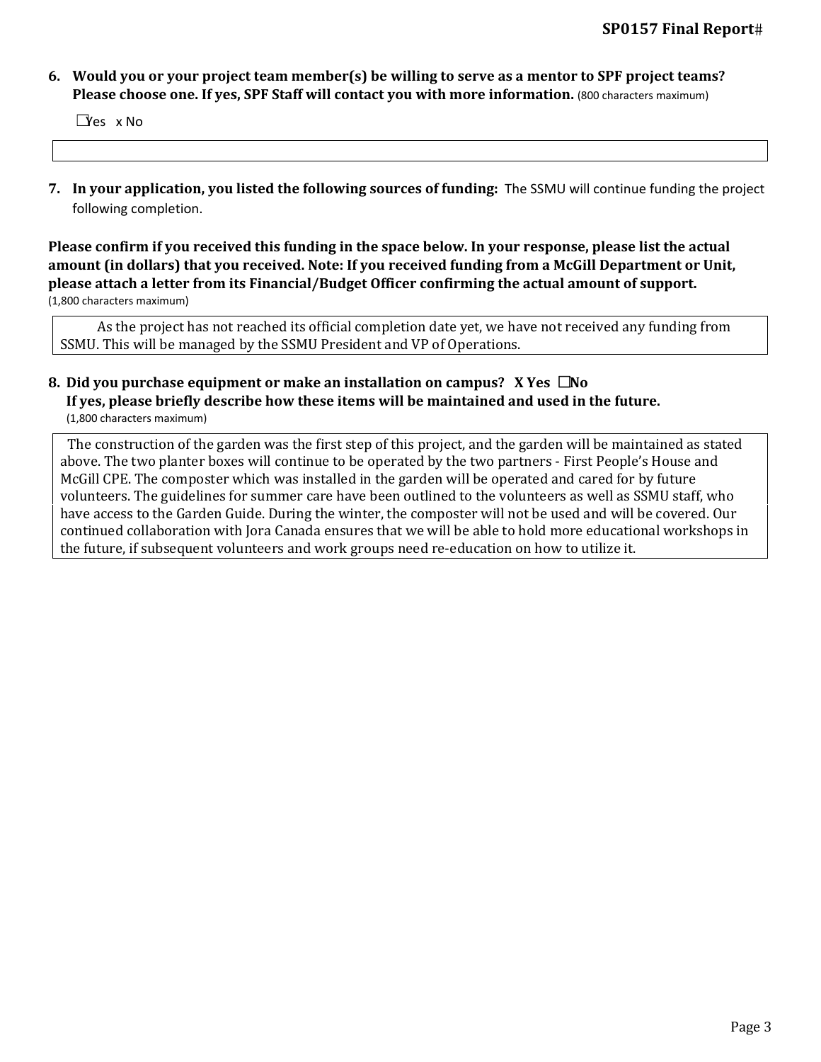**6. Would you or your project team member(s) be willing to serve as a mentor to SPF project teams? Please choose one. If yes, SPF Staff will contact you with more information.** (800 characters maximum)

☐Yes x No

**7. In your application, you listed the following sources of funding:** The SSMU will continue funding the project following completion.

**Please confirm if you received this funding in the space below. In your response, please list the actual amount (in dollars) that you received. Note: If you received funding from a McGill Department or Unit, please attach a letter from its Financial/Budget Officer confirming the actual amount of support.** (1,800 characters maximum)

As the project has not reached its official completion date yet, we have not received any funding from SSMU. This will be managed by the SSMU President and VP of Operations.

**8. Did you purchase equipment or make an installation on campus? X Yes ☐No**
**If yes, please briefly describe how these items will be maintained and used in the future.** (1,800 characters maximum)

The construction of the garden was the first step of this project, and the garden will be maintained as stated above. The two planter boxes will continue to be operated by the two partners - First People's House and McGill CPE. The composter which was installed in the garden will be operated and cared for by future volunteers. The guidelines for summer care have been outlined to the volunteers as well as SSMU staff, who have access to the Garden Guide. During the winter, the composter will not be used and will be covered. Our continued collaboration with Jora Canada ensures that we will be able to hold more educational workshops in the future, if subsequent volunteers and work groups need re-education on how to utilize it.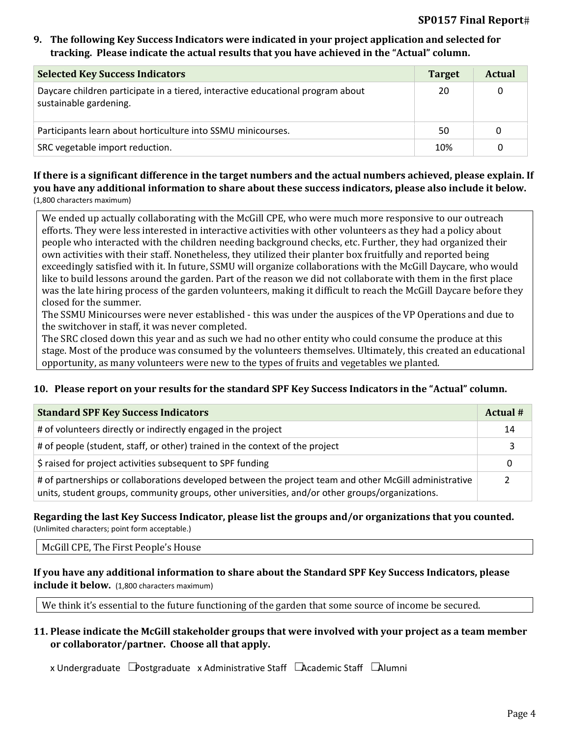**9. The following Key Success Indicators were indicated in your project application and selected for tracking. Please indicate the actual results that you have achieved in the "Actual" column.**

| Selected Key Success Indicators | Target | Actual |
|---|---|---|
| Daycare children participate in a tiered, interactive educational program about sustainable gardening. | 20 | 0 |
| Participants learn about horticulture into SSMU minicourses. | 50 | 0 |
| SRC vegetable import reduction. | 10% | 0 |

**If there is a significant difference in the target numbers and the actual numbers achieved, please explain. If you have any additional information to share about these success indicators, please also include it below.** (1,800 characters maximum)

We ended up actually collaborating with the McGill CPE, who were much more responsive to our outreach efforts. They were less interested in interactive activities with other volunteers as they had a policy about people who interacted with the children needing background checks, etc. Further, they had organized their own activities with their staff. Nonetheless, they utilized their planter box fruitfully and reported being exceedingly satisfied with it. In future, SSMU will organize collaborations with the McGill Daycare, who would like to build lessons around the garden. Part of the reason we did not collaborate with them in the first place was the late hiring process of the garden volunteers, making it difficult to reach the McGill Daycare before they closed for the summer.
The SSMU Minicourses were never established - this was under the auspices of the VP Operations and due to the switchover in staff, it was never completed.
The SRC closed down this year and as such we had no other entity who could consume the produce at this stage. Most of the produce was consumed by the volunteers themselves. Ultimately, this created an educational opportunity, as many volunteers were new to the types of fruits and vegetables we planted.

**10. Please report on your results for the standard SPF Key Success Indicators in the "Actual" column.**

| Standard SPF Key Success Indicators | Actual # |
|---|---|
| # of volunteers directly or indirectly engaged in the project | 14 |
| # of people (student, staff, or other) trained in the context of the project | 3 |
| $ raised for project activities subsequent to SPF funding | 0 |
| # of partnerships or collaborations developed between the project team and other McGill administrative units, student groups, community groups, other universities, and/or other groups/organizations. | 2 |

**Regarding the last Key Success Indicator, please list the groups and/or organizations that you counted.** (Unlimited characters; point form acceptable.)

McGill CPE, The First People's House

**If you have any additional information to share about the Standard SPF Key Success Indicators, please include it below.** (1,800 characters maximum)

We think it's essential to the future functioning of the garden that some source of income be secured.

**11. Please indicate the McGill stakeholder groups that were involved with your project as a team member or collaborator/partner. Choose all that apply.**

x Undergraduate ☐ Postgraduate x Administrative Staff ☐ Academic Staff ☐ Alumni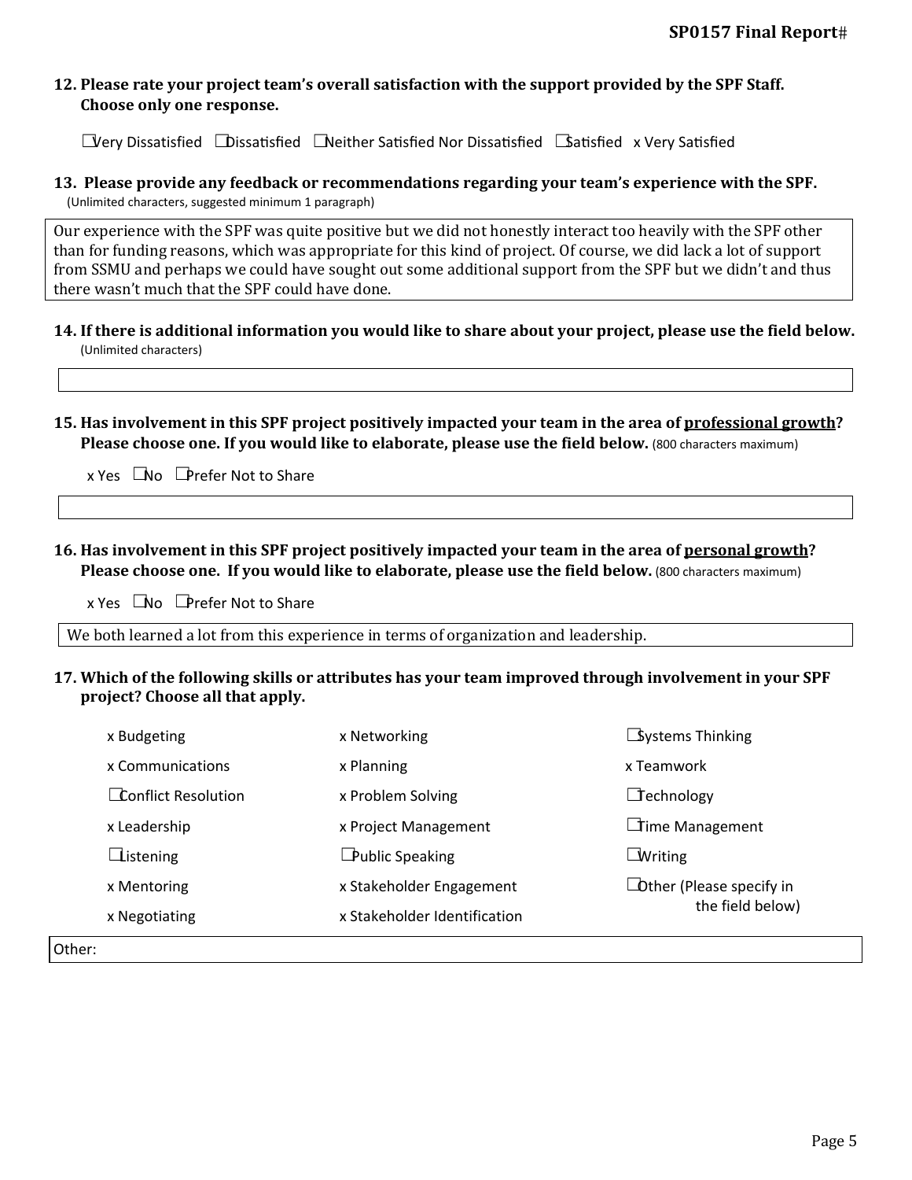**12. Please rate your project team's overall satisfaction with the support provided by the SPF Staff. Choose only one response.**

☐ Very Dissatisfied ☐ Dissatisfied ☐ Neither Satisfied Nor Dissatisfied ☐ Satisfied x Very Satisfied

**13. Please provide any feedback or recommendations regarding your team's experience with the SPF.** (Unlimited characters, suggested minimum 1 paragraph)

Our experience with the SPF was quite positive but we did not honestly interact too heavily with the SPF other than for funding reasons, which was appropriate for this kind of project. Of course, we did lack a lot of support from SSMU and perhaps we could have sought out some additional support from the SPF but we didn't and thus there wasn't much that the SPF could have done.

**14. If there is additional information you would like to share about your project, please use the field below.** (Unlimited characters)

**15. Has involvement in this SPF project positively impacted your team in the area of professional growth? Please choose one. If you would like to elaborate, please use the field below.** (800 characters maximum)

x Yes ☐ No ☐ Prefer Not to Share

**16. Has involvement in this SPF project positively impacted your team in the area of personal growth? Please choose one. If you would like to elaborate, please use the field below.** (800 characters maximum)

x Yes ☐ No ☐ Prefer Not to Share

We both learned a lot from this experience in terms of organization and leadership.

**17. Which of the following skills or attributes has your team improved through involvement in your SPF project? Choose all that apply.**

| | | |
|---|---|---|
| x Budgeting | x Networking | ☐ Systems Thinking |
| x Communications | x Planning | x Teamwork |
| ☐ Conflict Resolution | x Problem Solving | ☐ Technology |
| x Leadership | x Project Management | ☐ Time Management |
| ☐ Listening | ☐ Public Speaking | ☐ Writing |
| x Mentoring | x Stakeholder Engagement | ☐ Other (Please specify in the field below) |
| x Negotiating | x Stakeholder Identification | |

Other: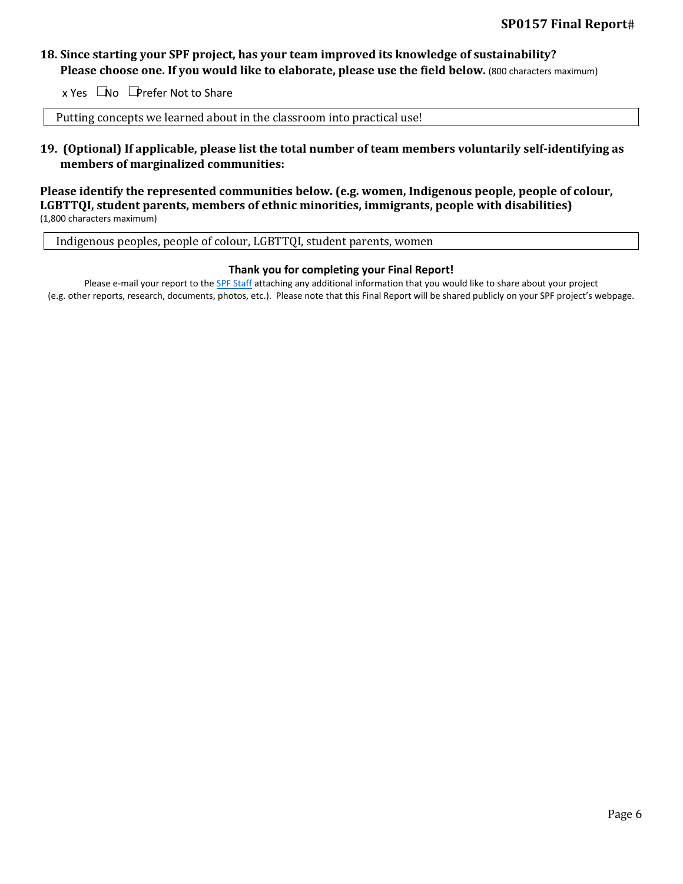**18. Since starting your SPF project, has your team improved its knowledge of sustainability? Please choose one. If you would like to elaborate, please use the field below.** (800 characters maximum)

x Yes ☐No ☐Prefer Not to Share

Putting concepts we learned about in the classroom into practical use!

**19. (Optional) If applicable, please list the total number of team members voluntarily self-identifying as members of marginalized communities:**

**Please identify the represented communities below. (e.g. women, Indigenous people, people of colour, LGBTTQI, student parents, members of ethnic minorities, immigrants, people with disabilities)**
(1,800 characters maximum)

Indigenous peoples, people of colour, LGBTTQI, student parents, women

**Thank you for completing your Final Report!**

Please e-mail your report to the SPF Staff attaching any additional information that you would like to share about your project (e.g. other reports, research, documents, photos, etc.). Please note that this Final Report will be shared publicly on your SPF project's webpage.